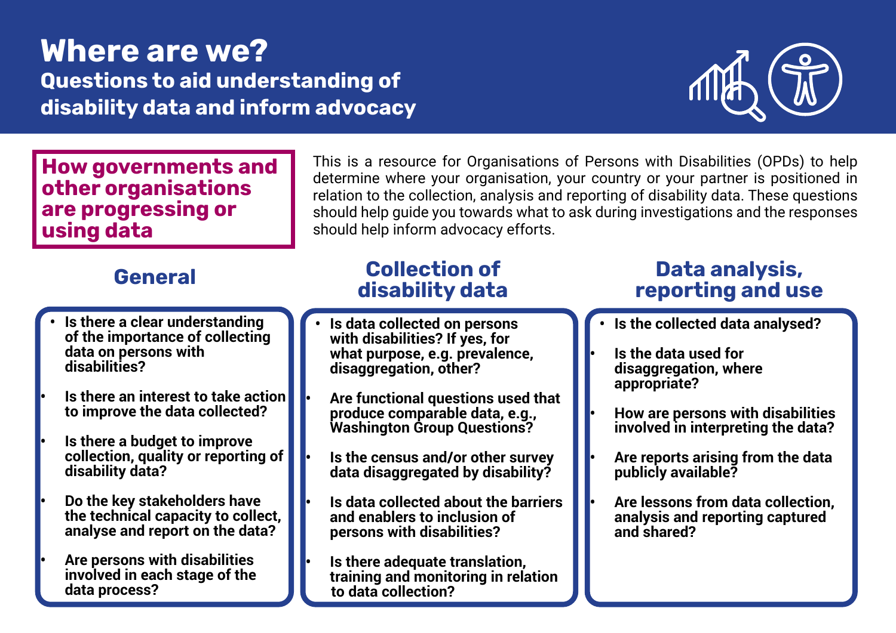# Where are we?

## Questions to aid understanding of disability data and inform advocacy

**How governments and other organisations are progressing or using data**

This is a resource for Organisations of Persons with Disabilities (OPDs) to help determine where your organisation, your country or your partner is positioned in relation to the collection, analysis and reporting of disability data. These questions should help guide you towards what to ask during investigations and the responses should help inform advocacy efforts.

### General

- **Is there a clear understanding of the importance of collecting data on persons with disabilities?**
- **Is there an interest to take action to improve the data collected?**
- **Is there a budget to improve collection, quality or reporting of disability data?**
- **Do the key stakeholders have the technical capacity to collect, analyse and report on the data?**
- **Are persons with disabilities involved in each stage of the data process?**

### Collection of disability data

- **Is data collected on persons with disabilities? If yes, for what purpose, e.g. prevalence, disaggregation, other?**
- **Are functional questions used that produce comparable data, e.g., Washington Group Questions?**
- **Is the census and/or other survey data disaggregated by disability?**
- **Is data collected about the barriers and enablers to inclusion of persons with disabilities?**
- **Is there adequate translation, training and monitoring in relation to data collection?**

### Data analysis, reporting and use

- **Is the collected data analysed?**
- **Is the data used for disaggregation, where appropriate?**
- **How are persons with disabilities involved in interpreting the data?**
- **Are reports arising from the data publicly available?**
- **Are lessons from data collection, analysis and reporting captured and shared?**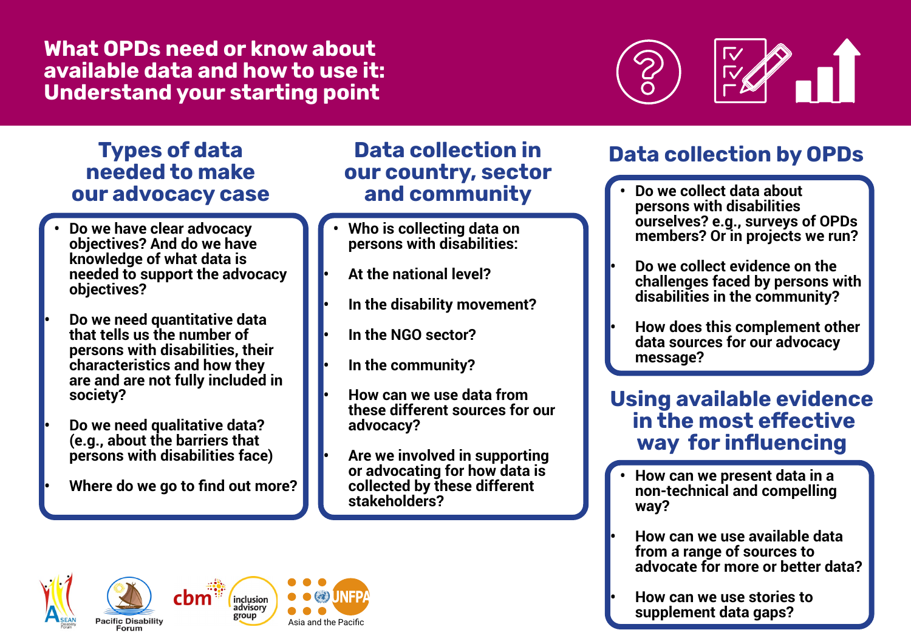# What OPDs need or know about available data and how to use it: Understand your starting point

## Types of data needed to make our advocacy case

- Do we have clear advocacy objectives? And do we have knowledge of what data is needed to support the advocacy objectives?
- Do we need quantitative data that tells us the number of persons with disabilities, their characteristics and how they are and are not fully included in society?
- Do we need qualitative data? (e.g., about the barriers that persons with disabilities face)
- Where do we go to find out more?

## Data collection in our country, sector and community

- Who is collecting data on persons with disabilities:
- At the national level?
- In the disability movement?
- In the NGO sector?
- In the community?
- How can we use data from these different sources for our advocacy?
- Are we involved in supporting or advocating for how data is collected by these different stakeholders?

## Data collection by OPDs

- Do we collect data about persons with disabilities ourselves? e.g., surveys of OPDs members? Or in projects we run?
- Do we collect evidence on the challenges faced by persons with disabilities in the community?
- How does this complement other data sources for our advocacy message?

## Using available evidence in the most effective way for influencing

- How can we present data in a non-technical and compelling way?
- How can we use available data from a range of sources to advocate for more or better data?
- How can we use stories to supplement data gaps?

ASEAN Disability Forum | Pacific Disability Forum | cbm | inclusion advisory group | UNFPA Asia and the Pacific